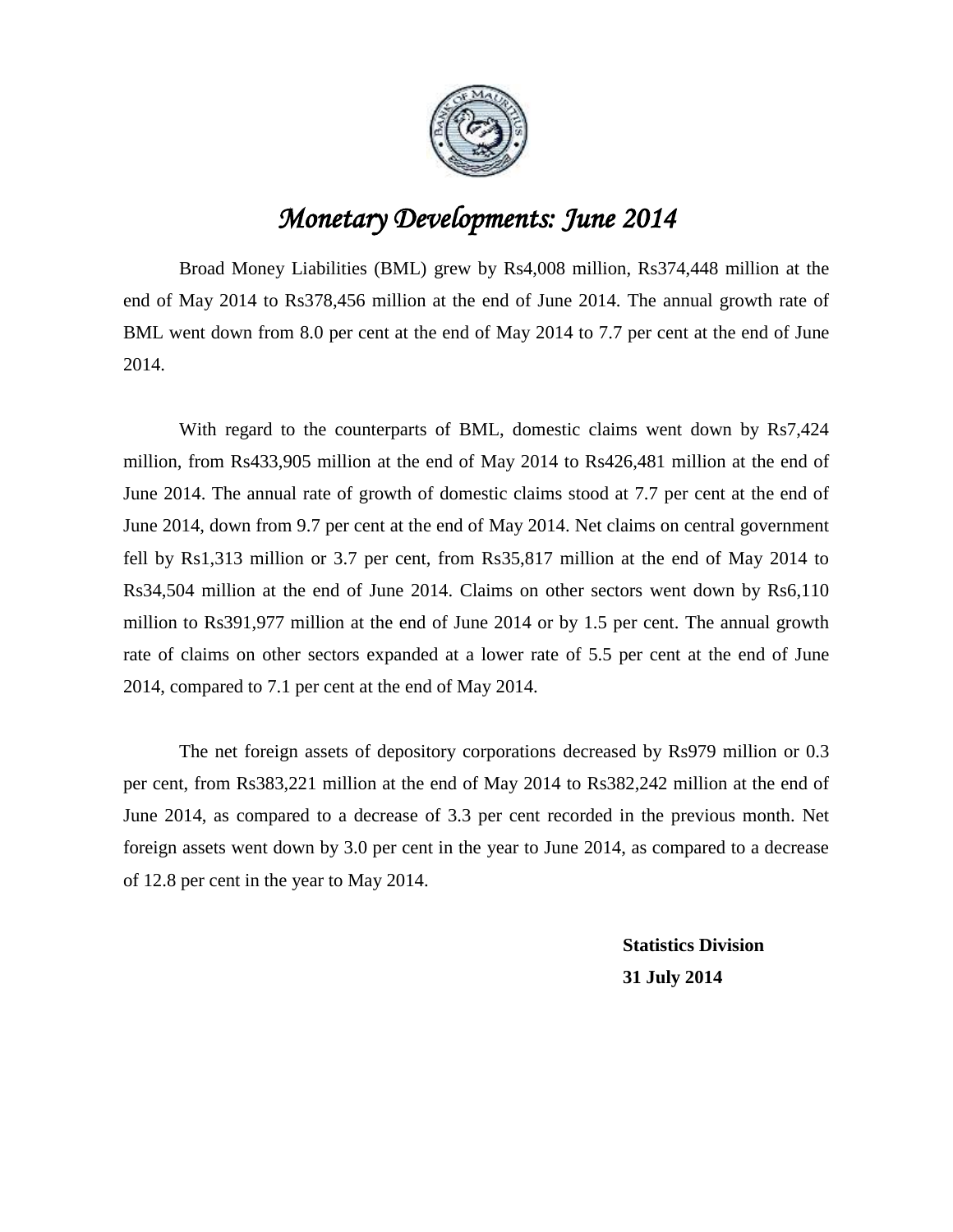# *Monetary Developments: June 2014*

Broad Money Liabilities (BML) grew by Rs4,008 million, Rs374,448 million at the end of May 2014 to Rs378,456 million at the end of June 2014. The annual growth rate of BML went down from 8.0 per cent at the end of May 2014 to 7.7 per cent at the end of June 2014.

With regard to the counterparts of BML, domestic claims went down by Rs7,424 million, from Rs433,905 million at the end of May 2014 to Rs426,481 million at the end of June 2014. The annual rate of growth of domestic claims stood at 7.7 per cent at the end of June 2014, down from 9.7 per cent at the end of May 2014. Net claims on central government fell by Rs1,313 million or 3.7 per cent, from Rs35,817 million at the end of May 2014 to Rs34,504 million at the end of June 2014. Claims on other sectors went down by Rs6,110 million to Rs391,977 million at the end of June 2014 or by 1.5 per cent. The annual growth rate of claims on other sectors expanded at a lower rate of 5.5 per cent at the end of June 2014, compared to 7.1 per cent at the end of May 2014.

The net foreign assets of depository corporations decreased by Rs979 million or 0.3 per cent, from Rs383,221 million at the end of May 2014 to Rs382,242 million at the end of June 2014, as compared to a decrease of 3.3 per cent recorded in the previous month. Net foreign assets went down by 3.0 per cent in the year to June 2014, as compared to a decrease of 12.8 per cent in the year to May 2014.

**Statistics Division**
**31 July 2014**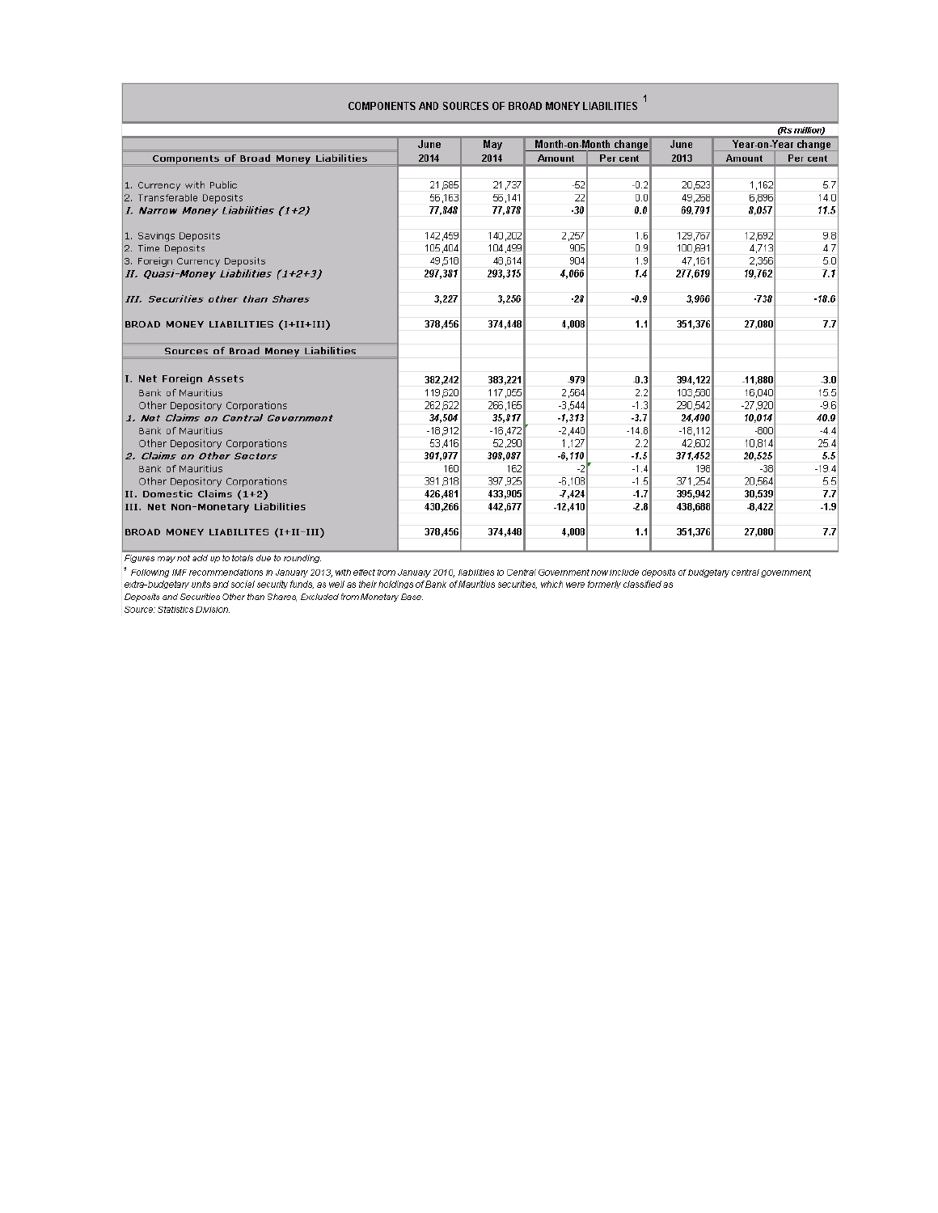## COMPONENTS AND SOURCES OF BROAD MONEY LIABILITIES [1]

(Rs million)

| | June 2014 | May 2014 | Month-on-Month change | | June 2013 | Year-on-Year change | |
|---|---|---|---|---|---|---|---|
| **Components of Broad Money Liabilities** | | | Amount | Per cent | | Amount | Per cent |
| 1. Currency with Public | 21,685 | 21,737 | -52 | -0.2 | 20,523 | 1,162 | 5.7 |
| 2. Transferable Deposits | 56,163 | 56,141 | 22 | 0.0 | 49,268 | 6,896 | 14.0 |
| ***I. Narrow Money Liabilities (1+2)*** | ***77,848*** | ***77,878*** | ***-30*** | ***0.0*** | ***69,791*** | ***8,057*** | ***11.5*** |
| 1. Savings Deposits | 142,459 | 140,202 | 2,257 | 1.6 | 129,767 | 12,692 | 9.8 |
| 2. Time Deposits | 105,404 | 104,499 | 905 | 0.9 | 100,691 | 4,713 | 4.7 |
| 3. Foreign Currency Deposits | 49,518 | 48,614 | 904 | 1.9 | 47,161 | 2,356 | 5.0 |
| ***II. Quasi-Money Liabilities (1+2+3)*** | ***297,381*** | ***293,315*** | ***4,066*** | ***1.4*** | ***277,619*** | ***19,762*** | ***7.1*** |
| ***III. Securities other than Shares*** | ***3,227*** | ***3,256*** | ***-28*** | ***-0.9*** | ***3,966*** | ***-738*** | ***-18.6*** |
| **BROAD MONEY LIABILITIES (I+II+III)** | **378,456** | **374,448** | **4,008** | **1.1** | **351,376** | **27,080** | **7.7** |
| **Sources of Broad Money Liabilities** | | | | | | | |
| **I. Net Foreign Assets** | **382,242** | **383,221** | **-979** | **-0.3** | **394,122** | **-11,880** | **-3.0** |
| Bank of Mauritius | 119,620 | 117,055 | 2,564 | 2.2 | 103,580 | 16,040 | 15.5 |
| Other Depository Corporations | 262,622 | 266,165 | -3,544 | -1.3 | 290,542 | -27,920 | -9.6 |
| ***1. Net Claims on Central Government*** | ***34,504*** | ***35,817*** | ***-1,313*** | ***-3.7*** | ***24,490*** | ***10,014*** | ***40.9*** |
| Bank of Mauritius | -18,912 | -16,472 | -2,440 | -14.8 | -18,112 | -800 | -4.4 |
| Other Depository Corporations | 53,416 | 52,290 | 1,127 | 2.2 | 42,602 | 10,814 | 25.4 |
| ***2. Claims on Other Sectors*** | ***391,977*** | ***398,087*** | ***-6,110*** | ***-1.5*** | ***371,452*** | ***20,525*** | ***5.5*** |
| Bank of Mauritius | 160 | 162 | -2 | -1.4 | 198 | -38 | -19.4 |
| Other Depository Corporations | 391,818 | 397,925 | -6,108 | -1.5 | 371,254 | 20,564 | 5.5 |
| **II. Domestic Claims (1+2)** | **426,481** | **433,905** | **-7,424** | **-1.7** | **395,942** | **30,539** | **7.7** |
| **III. Net Non-Monetary Liabilities** | **430,266** | **442,677** | **-12,410** | **-2.8** | **438,688** | **-8,422** | **-1.9** |
| **BROAD MONEY LIABILITES (I+II-III)** | **378,456** | **374,448** | **4,008** | **1.1** | **351,376** | **27,080** | **7.7** |

*Figures may not add up to totals due to rounding.*

[1] *Following IMF recommendations in January 2013, with effect from January 2010, liabilities to Central Government now include deposits of budgetary central government, extra-budgetary units and social security funds, as well as their holdings of Bank of Mauritius securities, which were formerly classified as Deposits and Securities Other than Shares, Excluded from Monetary Base.*

*Source: Statistics Division.*